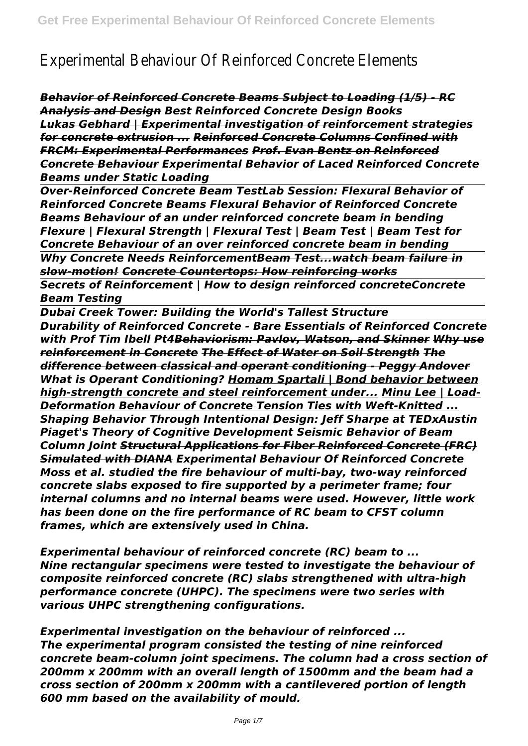# Experimental Behaviour Of Reinforced Concrete Elements

***Behavior of Reinforced Concrete Beams Subject to Loading (1/5) - RC Analysis and Design*** ***Best Reinforced Concrete Design Books*** ***Lukas Gebhard | Experimental investigation of reinforcement strategies for concrete extrusion ...*** ***Reinforced Concrete Columns Confined with FRCM: Experimental Performances*** ***Prof. Evan Bentz on Reinforced Concrete Behaviour*** ***Experimental Behavior of Laced Reinforced Concrete Beams under Static Loading***

***Over-Reinforced Concrete Beam Test*** ***Lab Session: Flexural Behavior of Reinforced Concrete Beams*** ***Flexural Behavior of Reinforced Concrete Beams*** ***Behaviour of an under reinforced concrete beam in bending*** ***Flexure | Flexural Strength | Flexural Test | Beam Test | Beam Test for Concrete*** ***Behaviour of an over reinforced concrete beam in bending***

***Why Concrete Needs Reinforcement*** ***Beam Test...watch beam failure in slow-motion!*** ***Concrete Countertops: How reinforcing works***

***Secrets of Reinforcement | How to design reinforced concrete*** ***Concrete Beam Testing***

***Dubai Creek Tower: Building the World's Tallest Structure***

***Durability of Reinforced Concrete - Bare Essentials of Reinforced Concrete with Prof Tim Ibell Pt4*** ***Behaviorism: Pavlov, Watson, and Skinner*** ***Why use reinforcement in Concrete*** ***The Effect of Water on Soil Strength*** ***The difference between classical and operant conditioning - Peggy Andover*** ***What is Operant Conditioning?*** ***Homam Spartali | Bond behavior between high-strength concrete and steel reinforcement under...*** ***Minu Lee | Load-Deformation Behaviour of Concrete Tension Ties with Weft-Knitted ...*** ***Shaping Behavior Through Intentional Design: Jeff Sharpe at TEDxAustin*** ***Piaget's Theory of Cognitive Development*** ***Seismic Behavior of Beam Column Joint*** ***Structural Applications for Fiber Reinforced Concrete (FRC) Simulated with DIANA*** ***Experimental Behaviour Of Reinforced Concrete***

***Moss et al. studied the fire behaviour of multi-bay, two-way reinforced concrete slabs exposed to fire supported by a perimeter frame; four internal columns and no internal beams were used. However, little work has been done on the fire performance of RC beam to CFST column frames, which are extensively used in China.***

***Experimental behaviour of reinforced concrete (RC) beam to ...***

***Nine rectangular specimens were tested to investigate the behaviour of composite reinforced concrete (RC) slabs strengthened with ultra-high performance concrete (UHPC). The specimens were two series with various UHPC strengthening configurations.***

***Experimental investigation on the behaviour of reinforced ...***

***The experimental program consisted the testing of nine reinforced concrete beam-column joint specimens. The column had a cross section of 200mm x 200mm with an overall length of 1500mm and the beam had a cross section of 200mm x 200mm with a cantilevered portion of length 600 mm based on the availability of mould.***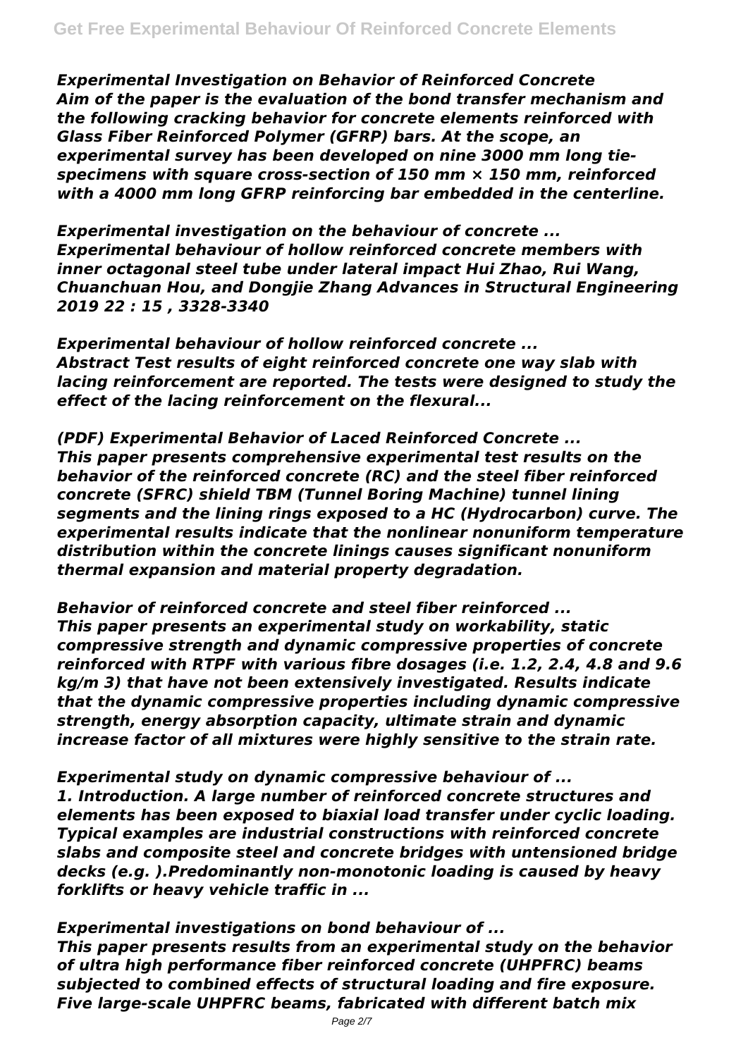***Experimental Investigation on Behavior of Reinforced Concrete***
***Aim of the paper is the evaluation of the bond transfer mechanism and the following cracking behavior for concrete elements reinforced with Glass Fiber Reinforced Polymer (GFRP) bars. At the scope, an experimental survey has been developed on nine 3000 mm long tie-specimens with square cross-section of 150 mm × 150 mm, reinforced with a 4000 mm long GFRP reinforcing bar embedded in the centerline.***

***Experimental investigation on the behaviour of concrete ...***
***Experimental behaviour of hollow reinforced concrete members with inner octagonal steel tube under lateral impact Hui Zhao, Rui Wang, Chuanchuan Hou, and Dongjie Zhang Advances in Structural Engineering 2019 22 : 15 , 3328-3340***

***Experimental behaviour of hollow reinforced concrete ...***
***Abstract Test results of eight reinforced concrete one way slab with lacing reinforcement are reported. The tests were designed to study the effect of the lacing reinforcement on the flexural...***

***(PDF) Experimental Behavior of Laced Reinforced Concrete ...***
***This paper presents comprehensive experimental test results on the behavior of the reinforced concrete (RC) and the steel fiber reinforced concrete (SFRC) shield TBM (Tunnel Boring Machine) tunnel lining segments and the lining rings exposed to a HC (Hydrocarbon) curve. The experimental results indicate that the nonlinear nonuniform temperature distribution within the concrete linings causes significant nonuniform thermal expansion and material property degradation.***

***Behavior of reinforced concrete and steel fiber reinforced ...***
***This paper presents an experimental study on workability, static compressive strength and dynamic compressive properties of concrete reinforced with RTPF with various fibre dosages (i.e. 1.2, 2.4, 4.8 and 9.6 kg/m 3) that have not been extensively investigated. Results indicate that the dynamic compressive properties including dynamic compressive strength, energy absorption capacity, ultimate strain and dynamic increase factor of all mixtures were highly sensitive to the strain rate.***

***Experimental study on dynamic compressive behaviour of ...***
***1. Introduction. A large number of reinforced concrete structures and elements has been exposed to biaxial load transfer under cyclic loading. Typical examples are industrial constructions with reinforced concrete slabs and composite steel and concrete bridges with untensioned bridge decks (e.g. ).Predominantly non-monotonic loading is caused by heavy forklifts or heavy vehicle traffic in ...***

***Experimental investigations on bond behaviour of ...***
***This paper presents results from an experimental study on the behavior of ultra high performance fiber reinforced concrete (UHPFRC) beams subjected to combined effects of structural loading and fire exposure. Five large-scale UHPFRC beams, fabricated with different batch mix***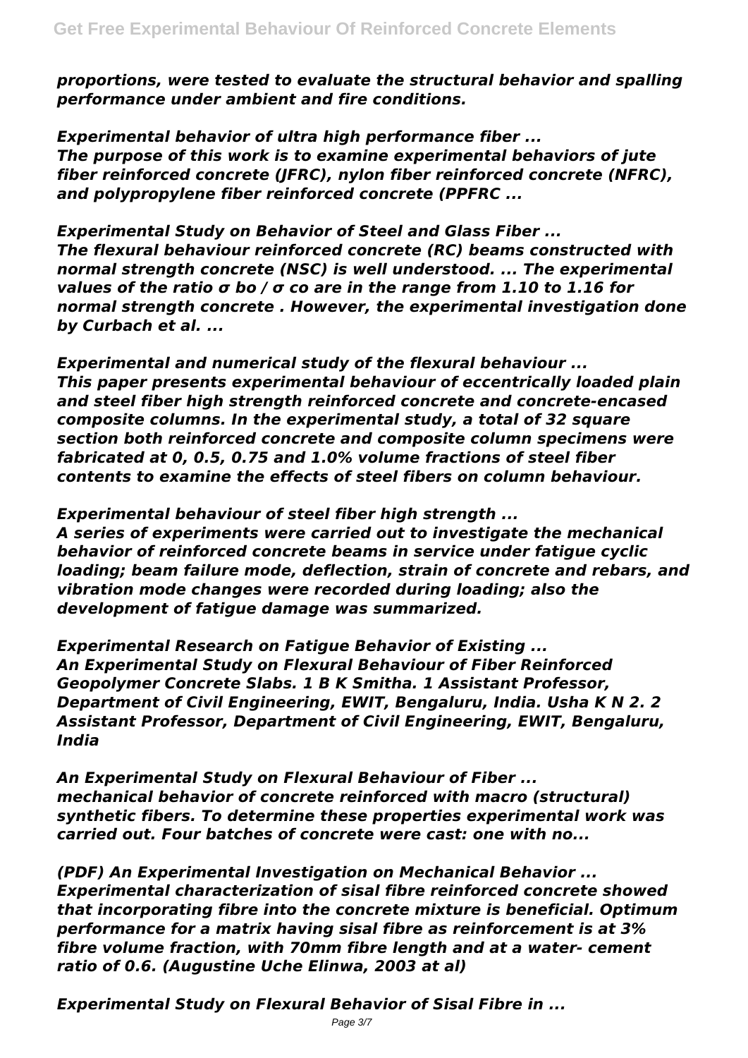*proportions, were tested to evaluate the structural behavior and spalling performance under ambient and fire conditions.*

***Experimental behavior of ultra high performance fiber ...***
*The purpose of this work is to examine experimental behaviors of jute fiber reinforced concrete (JFRC), nylon fiber reinforced concrete (NFRC), and polypropylene fiber reinforced concrete (PPFRC ...*

***Experimental Study on Behavior of Steel and Glass Fiber ...***
*The flexural behaviour reinforced concrete (RC) beams constructed with normal strength concrete (NSC) is well understood. ... The experimental values of the ratio $\sigma_{bo} / \sigma_{co}$ are in the range from 1.10 to 1.16 for normal strength concrete . However, the experimental investigation done by Curbach et al. ...*

***Experimental and numerical study of the flexural behaviour ...***
*This paper presents experimental behaviour of eccentrically loaded plain and steel fiber high strength reinforced concrete and concrete-encased composite columns. In the experimental study, a total of 32 square section both reinforced concrete and composite column specimens were fabricated at 0, 0.5, 0.75 and 1.0% volume fractions of steel fiber contents to examine the effects of steel fibers on column behaviour.*

***Experimental behaviour of steel fiber high strength ...***
*A series of experiments were carried out to investigate the mechanical behavior of reinforced concrete beams in service under fatigue cyclic loading; beam failure mode, deflection, strain of concrete and rebars, and vibration mode changes were recorded during loading; also the development of fatigue damage was summarized.*

***Experimental Research on Fatigue Behavior of Existing ...***
*An Experimental Study on Flexural Behaviour of Fiber Reinforced Geopolymer Concrete Slabs. 1 B K Smitha. 1 Assistant Professor, Department of Civil Engineering, EWIT, Bengaluru, India. Usha K N 2. 2 Assistant Professor, Department of Civil Engineering, EWIT, Bengaluru, India*

***An Experimental Study on Flexural Behaviour of Fiber ...***
*mechanical behavior of concrete reinforced with macro (structural) synthetic fibers. To determine these properties experimental work was carried out. Four batches of concrete were cast: one with no...*

***(PDF) An Experimental Investigation on Mechanical Behavior ...***
*Experimental characterization of sisal fibre reinforced concrete showed that incorporating fibre into the concrete mixture is beneficial. Optimum performance for a matrix having sisal fibre as reinforcement is at 3% fibre volume fraction, with 70mm fibre length and at a water- cement ratio of 0.6. (Augustine Uche Elinwa, 2003 at al)*

***Experimental Study on Flexural Behavior of Sisal Fibre in ...***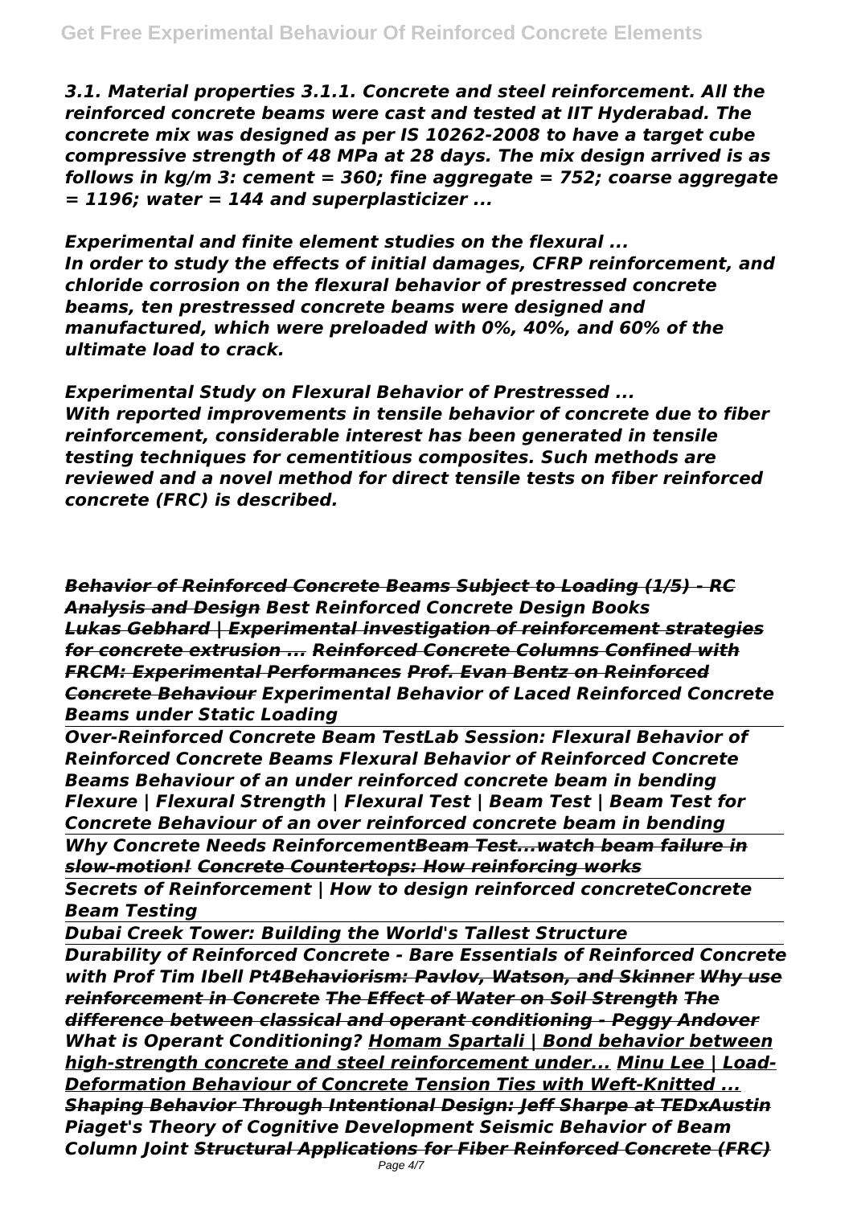*3.1. Material properties 3.1.1. Concrete and steel reinforcement. All the reinforced concrete beams were cast and tested at IIT Hyderabad. The concrete mix was designed as per IS 10262-2008 to have a target cube compressive strength of 48 MPa at 28 days. The mix design arrived is as follows in kg/m 3: cement = 360; fine aggregate = 752; coarse aggregate = 1196; water = 144 and superplasticizer ...*

*Experimental and finite element studies on the flexural ...*
*In order to study the effects of initial damages, CFRP reinforcement, and chloride corrosion on the flexural behavior of prestressed concrete beams, ten prestressed concrete beams were designed and manufactured, which were preloaded with 0%, 40%, and 60% of the ultimate load to crack.*

*Experimental Study on Flexural Behavior of Prestressed ...*
*With reported improvements in tensile behavior of concrete due to fiber reinforcement, considerable interest has been generated in tensile testing techniques for cementitious composites. Such methods are reviewed and a novel method for direct tensile tests on fiber reinforced concrete (FRC) is described.*

*~~Behavior of Reinforced Concrete Beams Subject to Loading (1/5) - RC Analysis and Design~~ Best Reinforced Concrete Design Books ~~Lukas Gebhard | Experimental investigation of reinforcement strategies for concrete extrusion ...~~ ~~Reinforced Concrete Columns Confined with FRCM: Experimental Performances~~ ~~Prof. Evan Bentz on Reinforced Concrete Behaviour~~ Experimental Behavior of Laced Reinforced Concrete Beams under Static Loading*

*Over-Reinforced Concrete Beam TestLab Session: Flexural Behavior of Reinforced Concrete Beams Flexural Behavior of Reinforced Concrete Beams Behaviour of an under reinforced concrete beam in bending Flexure | Flexural Strength | Flexural Test | Beam Test | Beam Test for Concrete Behaviour of an over reinforced concrete beam in bending*

*Why Concrete Needs Reinforcement~~Beam Test...watch beam failure in slow-motion!~~ ~~Concrete Countertops: How reinforcing works~~*

*Secrets of Reinforcement | How to design reinforced concreteConcrete Beam Testing*

*Dubai Creek Tower: Building the World's Tallest Structure*

*Durability of Reinforced Concrete - Bare Essentials of Reinforced Concrete with Prof Tim Ibell Pt4~~Behaviorism: Pavlov, Watson, and Skinner~~ ~~Why use reinforcement in Concrete~~ ~~The Effect of Water on Soil Strength~~ ~~The difference between classical and operant conditioning - Peggy Andover~~ What is Operant Conditioning? Homam Spartali | Bond behavior between high-strength concrete and steel reinforcement under... Minu Lee | Load-Deformation Behaviour of Concrete Tension Ties with Weft-Knitted ... ~~Shaping Behavior Through Intentional Design: Jeff Sharpe at TEDxAustin~~ Piaget's Theory of Cognitive Development Seismic Behavior of Beam Column Joint ~~Structural Applications for Fiber Reinforced Concrete (FRC)~~*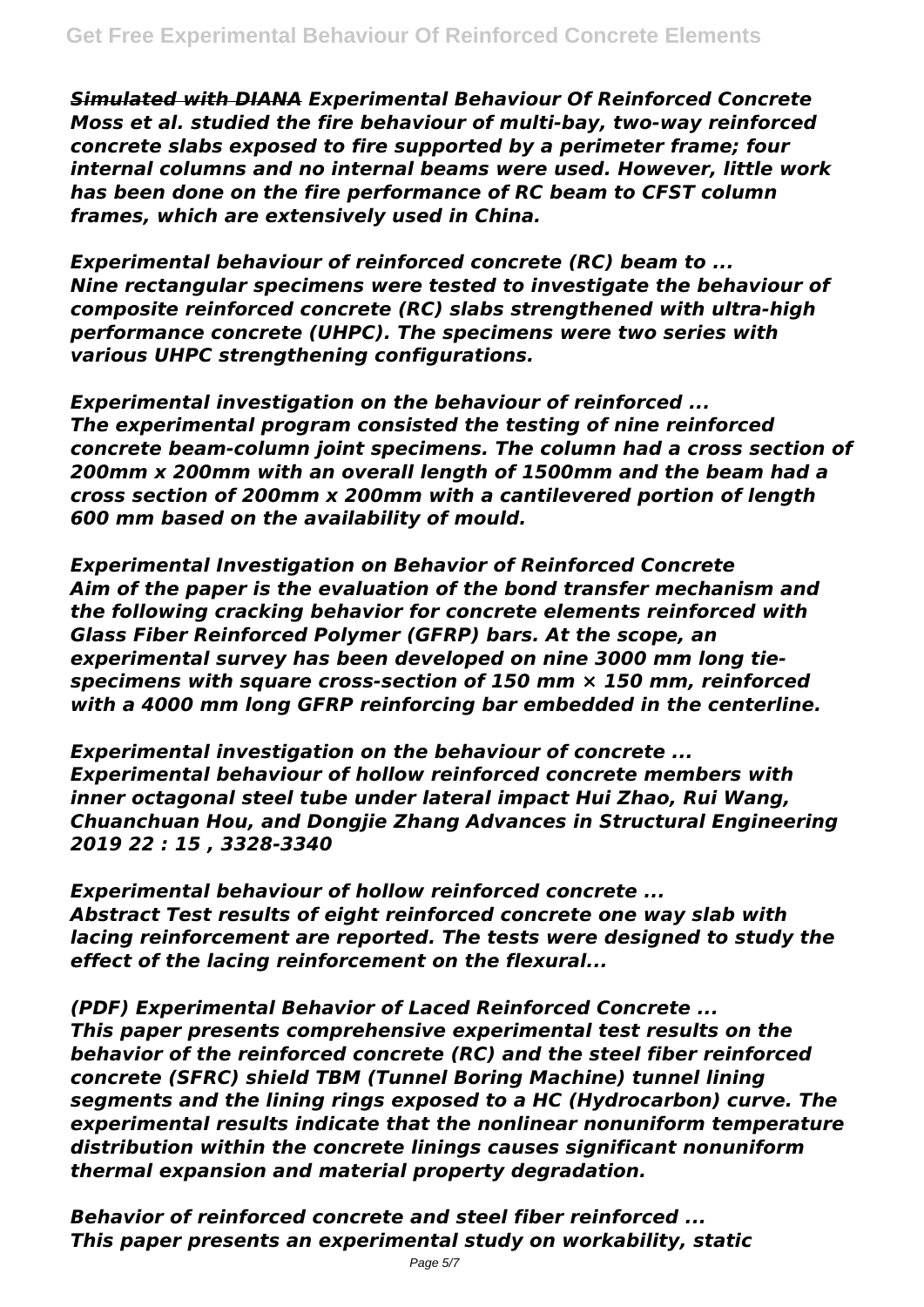*Simulated with DIANA* ***Experimental Behaviour Of Reinforced Concrete***
***Moss et al. studied the fire behaviour of multi-bay, two-way reinforced concrete slabs exposed to fire supported by a perimeter frame; four internal columns and no internal beams were used. However, little work has been done on the fire performance of RC beam to CFST column frames, which are extensively used in China.***

***Experimental behaviour of reinforced concrete (RC) beam to ...***
***Nine rectangular specimens were tested to investigate the behaviour of composite reinforced concrete (RC) slabs strengthened with ultra-high performance concrete (UHPC). The specimens were two series with various UHPC strengthening configurations.***

***Experimental investigation on the behaviour of reinforced ...***
***The experimental program consisted the testing of nine reinforced concrete beam-column joint specimens. The column had a cross section of 200mm x 200mm with an overall length of 1500mm and the beam had a cross section of 200mm x 200mm with a cantilevered portion of length 600 mm based on the availability of mould.***

***Experimental Investigation on Behavior of Reinforced Concrete***
***Aim of the paper is the evaluation of the bond transfer mechanism and the following cracking behavior for concrete elements reinforced with Glass Fiber Reinforced Polymer (GFRP) bars. At the scope, an experimental survey has been developed on nine 3000 mm long tie-specimens with square cross-section of 150 mm × 150 mm, reinforced with a 4000 mm long GFRP reinforcing bar embedded in the centerline.***

***Experimental investigation on the behaviour of concrete ...***
***Experimental behaviour of hollow reinforced concrete members with inner octagonal steel tube under lateral impact Hui Zhao, Rui Wang, Chuanchuan Hou, and Dongjie Zhang Advances in Structural Engineering 2019 22 : 15 , 3328-3340***

***Experimental behaviour of hollow reinforced concrete ...***
***Abstract Test results of eight reinforced concrete one way slab with lacing reinforcement are reported. The tests were designed to study the effect of the lacing reinforcement on the flexural...***

***(PDF) Experimental Behavior of Laced Reinforced Concrete ...***
***This paper presents comprehensive experimental test results on the behavior of the reinforced concrete (RC) and the steel fiber reinforced concrete (SFRC) shield TBM (Tunnel Boring Machine) tunnel lining segments and the lining rings exposed to a HC (Hydrocarbon) curve. The experimental results indicate that the nonlinear nonuniform temperature distribution within the concrete linings causes significant nonuniform thermal expansion and material property degradation.***

***Behavior of reinforced concrete and steel fiber reinforced ...***
***This paper presents an experimental study on workability, static***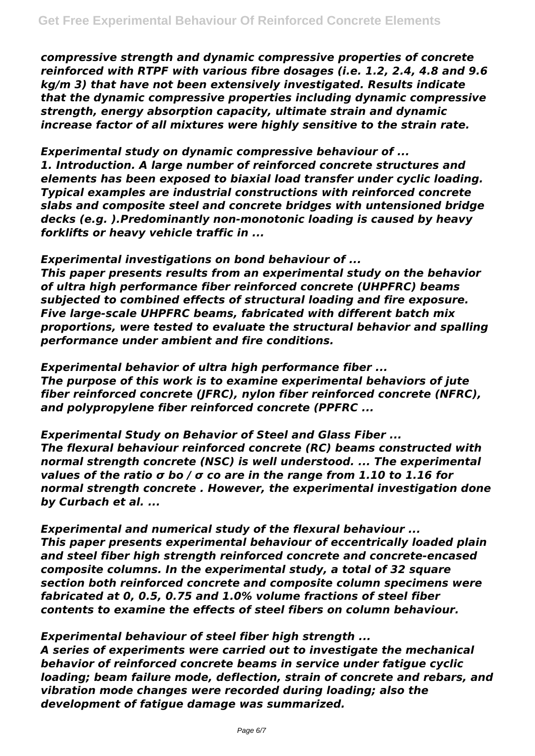*compressive strength and dynamic compressive properties of concrete reinforced with RTPF with various fibre dosages (i.e. 1.2, 2.4, 4.8 and 9.6 kg/m 3) that have not been extensively investigated. Results indicate that the dynamic compressive properties including dynamic compressive strength, energy absorption capacity, ultimate strain and dynamic increase factor of all mixtures were highly sensitive to the strain rate.*

*Experimental study on dynamic compressive behaviour of ...*
*1. Introduction. A large number of reinforced concrete structures and elements has been exposed to biaxial load transfer under cyclic loading. Typical examples are industrial constructions with reinforced concrete slabs and composite steel and concrete bridges with untensioned bridge decks (e.g. ).Predominantly non-monotonic loading is caused by heavy forklifts or heavy vehicle traffic in ...*

*Experimental investigations on bond behaviour of ...*
*This paper presents results from an experimental study on the behavior of ultra high performance fiber reinforced concrete (UHPFRC) beams subjected to combined effects of structural loading and fire exposure. Five large-scale UHPFRC beams, fabricated with different batch mix proportions, were tested to evaluate the structural behavior and spalling performance under ambient and fire conditions.*

*Experimental behavior of ultra high performance fiber ...*
*The purpose of this work is to examine experimental behaviors of jute fiber reinforced concrete (JFRC), nylon fiber reinforced concrete (NFRC), and polypropylene fiber reinforced concrete (PPFRC ...*

*Experimental Study on Behavior of Steel and Glass Fiber ...*
*The flexural behaviour reinforced concrete (RC) beams constructed with normal strength concrete (NSC) is well understood. ... The experimental values of the ratio σ bo / σ co are in the range from 1.10 to 1.16 for normal strength concrete . However, the experimental investigation done by Curbach et al. ...*

*Experimental and numerical study of the flexural behaviour ...*
*This paper presents experimental behaviour of eccentrically loaded plain and steel fiber high strength reinforced concrete and concrete-encased composite columns. In the experimental study, a total of 32 square section both reinforced concrete and composite column specimens were fabricated at 0, 0.5, 0.75 and 1.0% volume fractions of steel fiber contents to examine the effects of steel fibers on column behaviour.*

*Experimental behaviour of steel fiber high strength ...*
*A series of experiments were carried out to investigate the mechanical behavior of reinforced concrete beams in service under fatigue cyclic loading; beam failure mode, deflection, strain of concrete and rebars, and vibration mode changes were recorded during loading; also the development of fatigue damage was summarized.*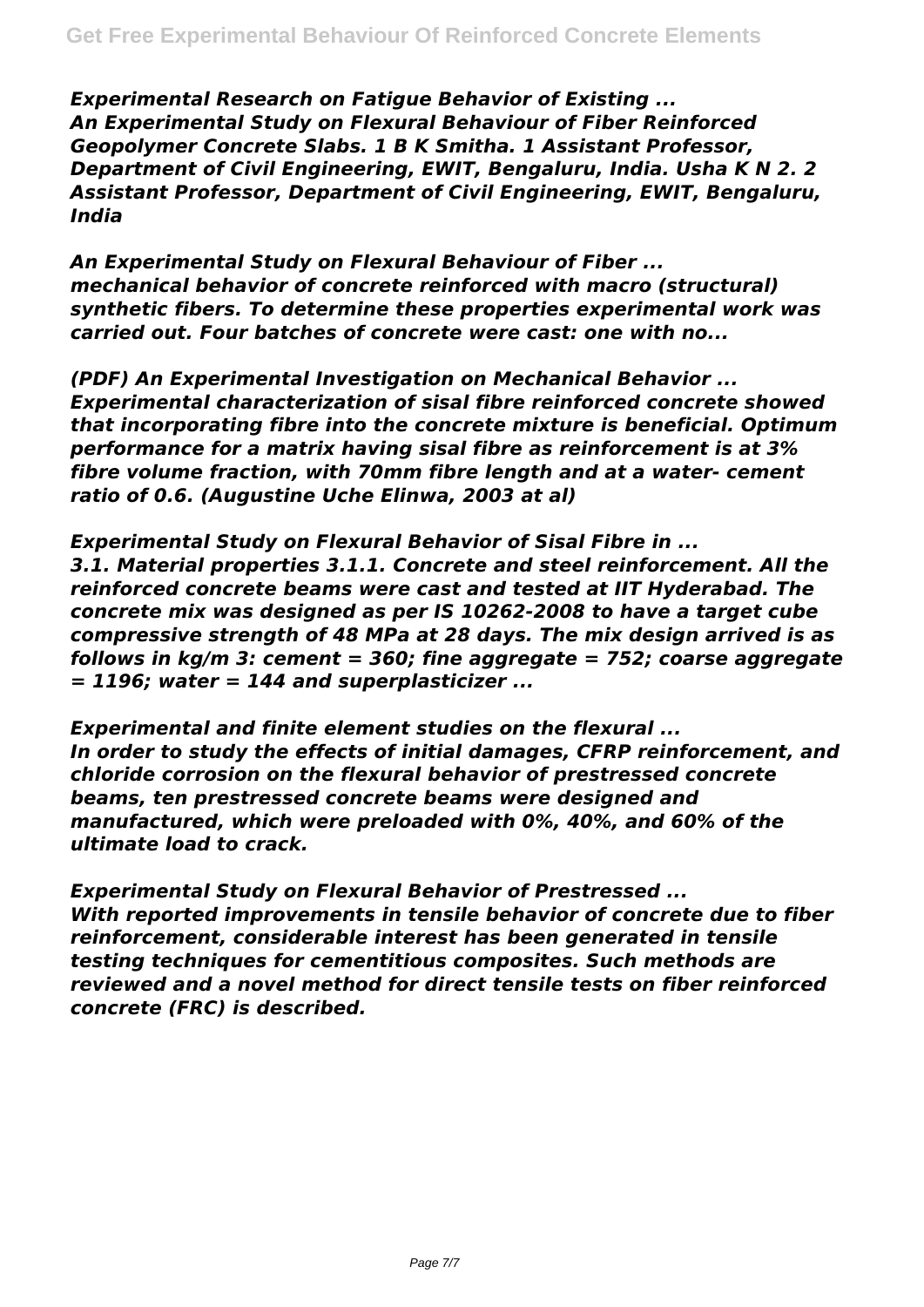*Experimental Research on Fatigue Behavior of Existing ...*
*An Experimental Study on Flexural Behaviour of Fiber Reinforced Geopolymer Concrete Slabs. 1 B K Smitha. 1 Assistant Professor, Department of Civil Engineering, EWIT, Bengaluru, India. Usha K N 2. 2 Assistant Professor, Department of Civil Engineering, EWIT, Bengaluru, India*

*An Experimental Study on Flexural Behaviour of Fiber ...*
*mechanical behavior of concrete reinforced with macro (structural) synthetic fibers. To determine these properties experimental work was carried out. Four batches of concrete were cast: one with no...*

*(PDF) An Experimental Investigation on Mechanical Behavior ...*
*Experimental characterization of sisal fibre reinforced concrete showed that incorporating fibre into the concrete mixture is beneficial. Optimum performance for a matrix having sisal fibre as reinforcement is at 3% fibre volume fraction, with 70mm fibre length and at a water- cement ratio of 0.6. (Augustine Uche Elinwa, 2003 at al)*

*Experimental Study on Flexural Behavior of Sisal Fibre in ...*
*3.1. Material properties 3.1.1. Concrete and steel reinforcement. All the reinforced concrete beams were cast and tested at IIT Hyderabad. The concrete mix was designed as per IS 10262-2008 to have a target cube compressive strength of 48 MPa at 28 days. The mix design arrived is as follows in kg/m 3: cement = 360; fine aggregate = 752; coarse aggregate = 1196; water = 144 and superplasticizer ...*

*Experimental and finite element studies on the flexural ...*
*In order to study the effects of initial damages, CFRP reinforcement, and chloride corrosion on the flexural behavior of prestressed concrete beams, ten prestressed concrete beams were designed and manufactured, which were preloaded with 0%, 40%, and 60% of the ultimate load to crack.*

*Experimental Study on Flexural Behavior of Prestressed ...*
*With reported improvements in tensile behavior of concrete due to fiber reinforcement, considerable interest has been generated in tensile testing techniques for cementitious composites. Such methods are reviewed and a novel method for direct tensile tests on fiber reinforced concrete (FRC) is described.*